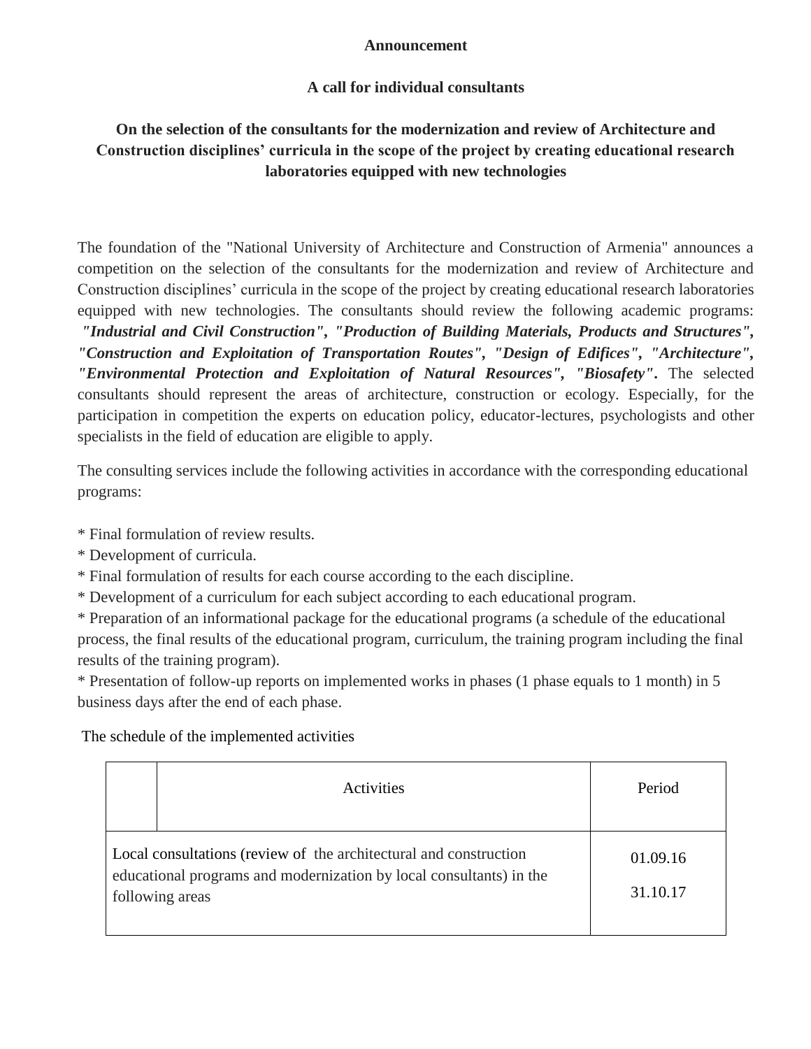**Announcement**

**A call for individual consultants**

**On the selection of the consultants for the modernization and review of Architecture and Construction disciplines' curricula in the scope of the project by creating educational research laboratories equipped with new technologies**

The foundation of the "National University of Architecture and Construction of Armenia" announces a competition on the selection of the consultants for the modernization and review of Architecture and Construction disciplines' curricula in the scope of the project by creating educational research laboratories equipped with new technologies. The consultants should review the following academic programs: ***"Industrial and Civil Construction", "Production of Building Materials, Products and Structures", "Construction and Exploitation of Transportation Routes", "Design of Edifices", "Architecture", "Environmental Protection and Exploitation of Natural Resources", "Biosafety"*.** The selected consultants should represent the areas of architecture, construction or ecology. Especially, for the participation in competition the experts on education policy, educator-lectures, psychologists and other specialists in the field of education are eligible to apply.

The consulting services include the following activities in accordance with the corresponding educational programs:

* Final formulation of review results.
* Development of curricula.
* Final formulation of results for each course according to the each discipline.
* Development of a curriculum for each subject according to each educational program.
* Preparation of an informational package for the educational programs (a schedule of the educational process, the final results of the educational program, curriculum, the training program including the final results of the training program).
* Presentation of follow-up reports on implemented works in phases (1 phase equals to 1 month) in 5 business days after the end of each phase.

The schedule of the implemented activities

| | Activities | Period |
|---|---|---|
| Local consultations (review of the architectural and construction educational programs and modernization by local consultants) in the following areas | | 01.09.16<br>31.10.17 |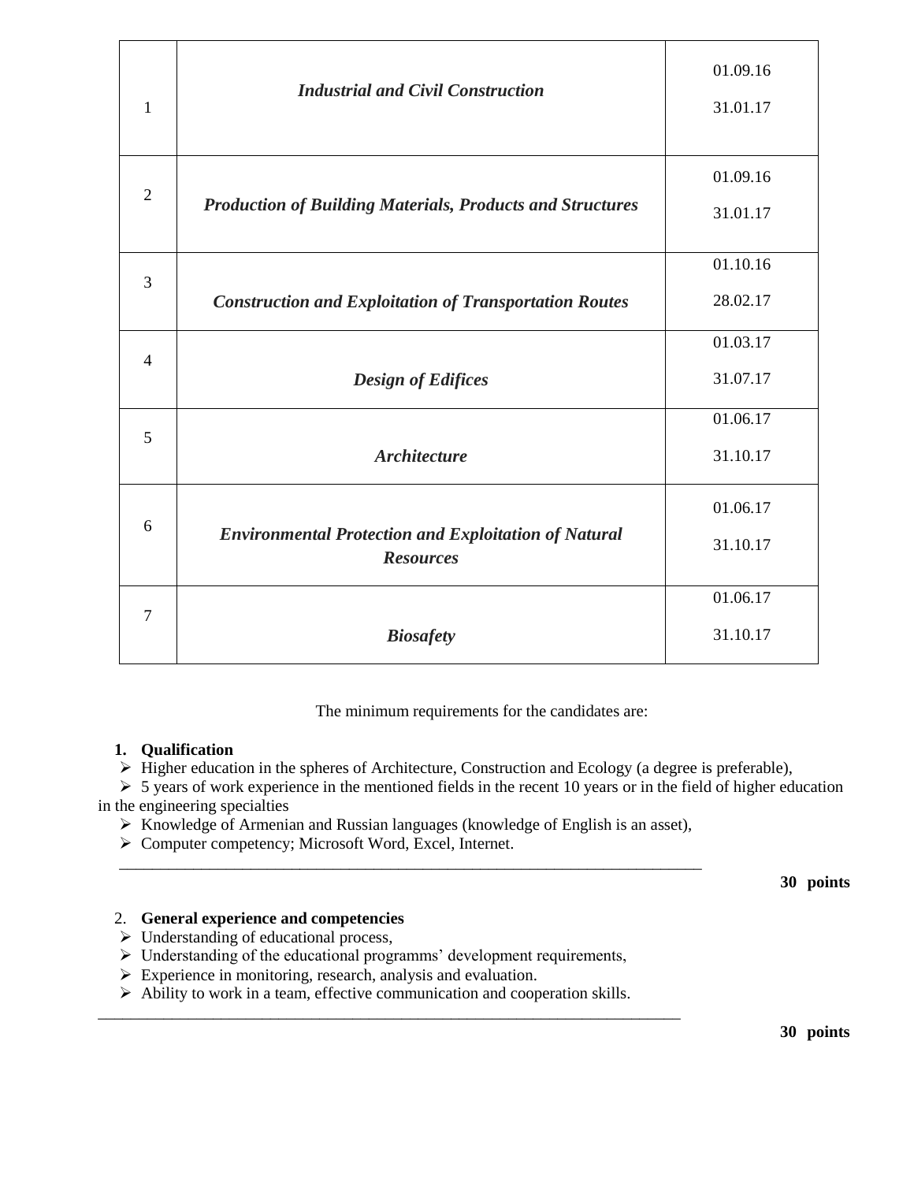| | | |
|---|---|---|
| 1 | ***Industrial and Civil Construction*** | 01.09.16<br>31.01.17 |
| 2 | ***Production of Building Materials, Products and Structures*** | 01.09.16<br>31.01.17 |
| 3 | ***Construction and Exploitation of Transportation Routes*** | 01.10.16<br>28.02.17 |
| 4 | ***Design of Edifices*** | 01.03.17<br>31.07.17 |
| 5 | ***Architecture*** | 01.06.17<br>31.10.17 |
| 6 | ***Environmental Protection and Exploitation of Natural Resources*** | 01.06.17<br>31.10.17 |
| 7 | ***Biosafety*** | 01.06.17<br>31.10.17 |

The minimum requirements for the candidates are:

1. **Qualification**

- Higher education in the spheres of Architecture, Construction and Ecology (a degree is preferable),
- 5 years of work experience in the mentioned fields in the recent 10 years or in the field of higher education in the engineering specialties
- Knowledge of Armenian and Russian languages (knowledge of English is an asset),
- Computer competency; Microsoft Word, Excel, Internet.

**30 points**

2. **General experience and competencies**

- Understanding of educational process,
- Understanding of the educational programms' development requirements,
- Experience in monitoring, research, analysis and evaluation.
- Ability to work in a team, effective communication and cooperation skills.

**30 points**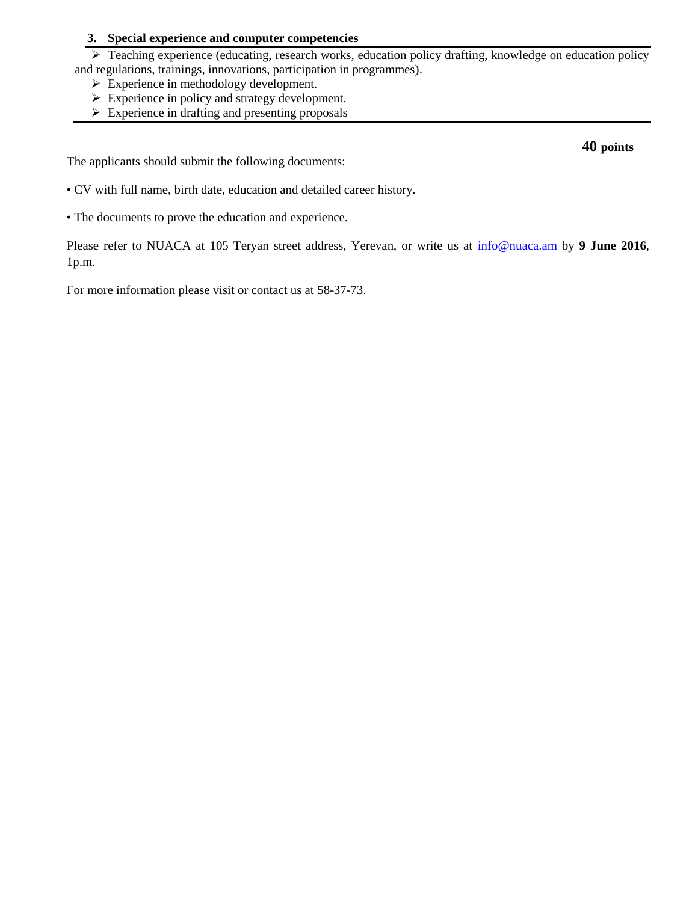### 3. Special experience and computer competencies

- Teaching experience (educating, research works, education policy drafting, knowledge on education policy and regulations, trainings, innovations, participation in programmes).
- Experience in methodology development.
- Experience in policy and strategy development.
- Experience in drafting and presenting proposals

**40 points**

The applicants should submit the following documents:

• CV with full name, birth date, education and detailed career history.

• The documents to prove the education and experience.

Please refer to NUACA at 105 Teryan street address, Yerevan, or write us at info@nuaca.am by **9 June 2016**, 1p.m.

For more information please visit or contact us at 58-37-73.